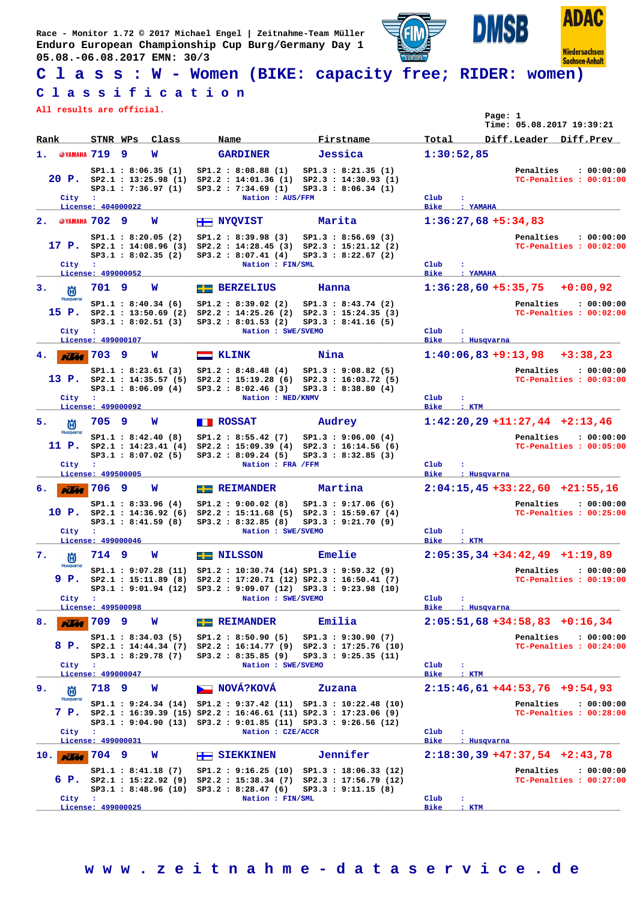Race - Monitor 1.72 © 2017 Michael Engel | Zeitnahme-Team Müller
Enduro European Championship Cup Burg/Germany Day 1
05.08.-06.08.2017 EMN: 30/3

# C l a s s : W - Women (BIKE: capacity free; RIDER: women)

## C l a s s i f i c a t i o n

All results are official.

Page: 1
Time: 05.08.2017 19:39:21

| Rank | STNR | WPs | Class | Name | Firstname | Total | Diff.Leader | Diff.Prev |
|---|---|---|---|---|---|---|---|---|
| 1. | 719 | 9 | W | GARDINER | Jessica | 1:30:52,85 | | |
| 2. | 702 | 9 | W | NYQVIST | Marita | 1:36:27,68 | +5:34,83 | |
| 3. | 701 | 9 | W | BERZELIUS | Hanna | 1:36:28,60 | +5:35,75 | +0:00,92 |
| 4. | 703 | 9 | W | KLINK | Nina | 1:40:06,83 | +9:13,98 | +3:38,23 |
| 5. | 705 | 9 | W | ROSSAT | Audrey | 1:42:20,29 | +11:27,44 | +2:13,46 |
| 6. | 706 | 9 | W | REIMANDER | Martina | 2:04:15,45 | +33:22,60 | +21:55,16 |
| 7. | 714 | 9 | W | NILSSON | Emelie | 2:05:35,34 | +34:42,49 | +1:19,89 |
| 8. | 709 | 9 | W | REIMANDER | Emilia | 2:05:51,68 | +34:58,83 | +0:16,34 |
| 9. | 718 | 9 | W | NOVÁ?KOVÁ | Zuzana | 2:15:46,61 | +44:53,76 | +9:54,93 |
| 10. | 704 | 9 | W | SIEKKINEN | Jennifer | 2:18:30,39 | +47:37,54 | +2:43,78 |

### 1. GARDINER Jessica (719) – 20 P.
SP1.1 : 8:06.35 (1) SP1.2 : 8:08.88 (1) SP1.3 : 8:21.35 (1)
SP2.1 : 13:25.98 (1) SP2.2 : 14:01.36 (1) SP2.3 : 14:30.93 (1)
SP3.1 : 7:36.97 (1) SP3.2 : 7:34.69 (1) SP3.3 : 8:06.34 (1)
Penalties : 00:00:00 | TC-Penalties : 00:01:00
City : | Nation : AUS/FFM | Club : | License: 404000022 | Bike : YAMAHA

### 2. NYQVIST Marita (702) – 17 P.
SP1.1 : 8:20.05 (2) SP1.2 : 8:39.98 (3) SP1.3 : 8:56.69 (3)
SP2.1 : 14:08.96 (3) SP2.2 : 14:28.45 (3) SP2.3 : 15:21.12 (2)
SP3.1 : 8:02.35 (2) SP3.2 : 8:07.41 (4) SP3.3 : 8:22.67 (2)
Penalties : 00:00:00 | TC-Penalties : 00:02:00
City : | Nation : FIN/SML | Club : | License: 499000052 | Bike : YAMAHA

### 3. BERZELIUS Hanna (701) – 15 P.
SP1.1 : 8:40.34 (6) SP1.2 : 8:39.02 (2) SP1.3 : 8:43.74 (2)
SP2.1 : 13:50.69 (2) SP2.2 : 14:25.26 (2) SP2.3 : 15:24.35 (3)
SP3.1 : 8:02.51 (3) SP3.2 : 8:01.53 (2) SP3.3 : 8:41.16 (5)
Penalties : 00:00:00 | TC-Penalties : 00:02:00
City : | Nation : SWE/SVEMO | Club : | License: 499000107 | Bike : Husqvarna

### 4. KLINK Nina (703) – 13 P.
SP1.1 : 8:23.61 (3) SP1.2 : 8:48.48 (4) SP1.3 : 9:08.82 (5)
SP2.1 : 14:35.57 (5) SP2.2 : 15:19.28 (6) SP2.3 : 16:03.72 (5)
SP3.1 : 8:06.09 (4) SP3.2 : 8:02.46 (3) SP3.3 : 8:38.80 (4)
Penalties : 00:00:00 | TC-Penalties : 00:03:00
City : | Nation : NED/KNMV | Club : | License: 499000092 | Bike : KTM

### 5. ROSSAT Audrey (705) – 11 P.
SP1.1 : 8:42.40 (8) SP1.2 : 8:55.42 (7) SP1.3 : 9:06.00 (4)
SP2.1 : 14:23.41 (4) SP2.2 : 15:09.39 (4) SP2.3 : 16:14.56 (6)
SP3.1 : 8:07.02 (5) SP3.2 : 8:09.24 (5) SP3.3 : 8:32.85 (3)
Penalties : 00:00:00 | TC-Penalties : 00:05:00
City : | Nation : FRA /FFM | Club : | License: 499500005 | Bike : Husqvarna

### 6. REIMANDER Martina (706) – 10 P.
SP1.1 : 8:33.96 (4) SP1.2 : 9:00.02 (8) SP1.3 : 9:17.06 (6)
SP2.1 : 14:36.92 (6) SP2.2 : 15:11.68 (5) SP2.3 : 15:59.67 (4)
SP3.1 : 8:41.59 (8) SP3.2 : 8:32.85 (8) SP3.3 : 9:21.70 (9)
Penalties : 00:00:00 | TC-Penalties : 00:25:00
City : | Nation : SWE/SVEMO | Club : | License: 499000046 | Bike : KTM

### 7. NILSSON Emelie (714) – 9 P.
SP1.1 : 9:07.28 (11) SP1.2 : 10:30.74 (14) SP1.3 : 9:59.32 (9)
SP2.1 : 15:11.89 (8) SP2.2 : 17:20.71 (12) SP2.3 : 16:50.41 (7)
SP3.1 : 9:01.94 (12) SP3.2 : 9:09.07 (12) SP3.3 : 9:23.98 (10)
Penalties : 00:00:00 | TC-Penalties : 00:19:00
City : | Nation : SWE/SVEMO | Club : | License: 499500098 | Bike : Husqvarna

### 8. REIMANDER Emilia (709) – 8 P.
SP1.1 : 8:34.03 (5) SP1.2 : 8:50.90 (5) SP1.3 : 9:30.90 (7)
SP2.1 : 14:44.34 (7) SP2.2 : 16:14.77 (9) SP2.3 : 17:25.76 (10)
SP3.1 : 8:29.78 (7) SP3.2 : 8:35.85 (9) SP3.3 : 9:25.35 (11)
Penalties : 00:00:00 | TC-Penalties : 00:24:00
City : | Nation : SWE/SVEMO | Club : | License: 499000047 | Bike : KTM

### 9. NOVÁ?KOVÁ Zuzana (718) – 7 P.
SP1.1 : 9:24.34 (14) SP1.2 : 9:37.42 (11) SP1.3 : 10:22.48 (10)
SP2.1 : 16:39.39 (15) SP2.2 : 16:46.61 (11) SP2.3 : 17:23.06 (9)
SP3.1 : 9:04.90 (13) SP3.2 : 9:01.85 (11) SP3.3 : 9:26.56 (12)
Penalties : 00:00:00 | TC-Penalties : 00:28:00
City : | Nation : CZE/ACCR | Club : | License: 499000031 | Bike : Husqvarna

### 10. SIEKKINEN Jennifer (704) – 6 P.
SP1.1 : 8:41.18 (7) SP1.2 : 9:16.25 (10) SP1.3 : 18:06.33 (12)
SP2.1 : 15:22.92 (9) SP2.2 : 15:38.34 (7) SP2.3 : 17:56.79 (12)
SP3.1 : 8:48.96 (10) SP3.2 : 8:28.47 (6) SP3.3 : 9:11.15 (8)
Penalties : 00:00:00 | TC-Penalties : 00:27:00
City : | Nation : FIN/SML | Club : | License: 499000025 | Bike : KTM

w w w . z e i t n a h m e - d a t a s e r v i c e . d e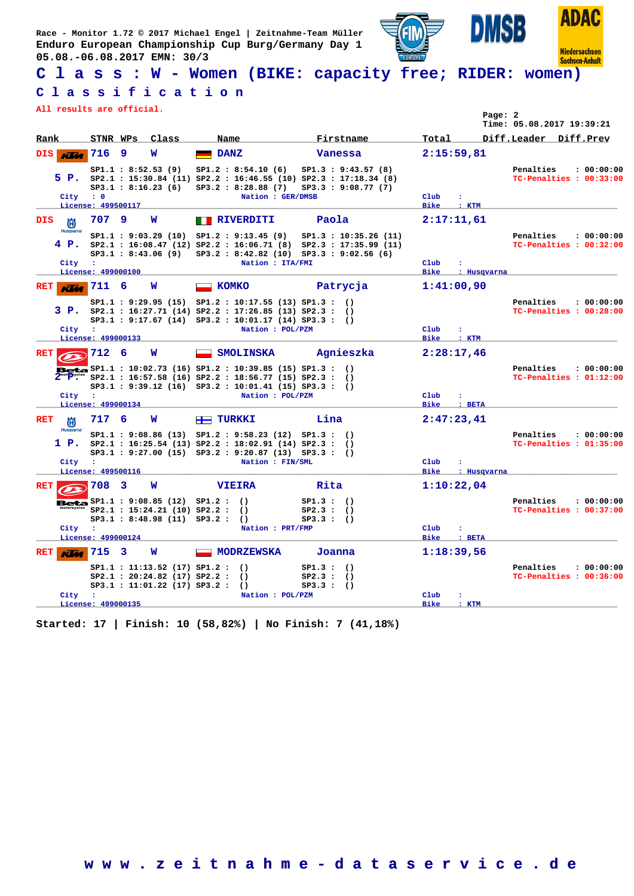Race - Monitor 1.72 © 2017 Michael Engel | Zeitnahme-Team Müller
Enduro European Championship Cup Burg/Germany Day 1
05.08.-06.08.2017 EMN: 30/3

# Class : W - Women (BIKE: capacity free; RIDER: women)

## Classification

All results are official.

Page: 2
Time: 05.08.2017 19:39:21

| Rank | STNR | WPs | Class | Name | Firstname | Total | Diff.Leader | Diff.Prev |
|---|---|---|---|---|---|---|---|---|
| DIS | 716 | 9 | W | DANZ | Vanessa | 2:15:59,81 | | |

5 P.
SP1.1 : 8:52.53 (9) SP1.2 : 8:54.10 (6) SP1.3 : 9:43.57 (8)
SP2.1 : 15:30.84 (11) SP2.2 : 16:46.55 (10) SP2.3 : 17:18.34 (8)
SP3.1 : 8:16.23 (6) SP3.2 : 8:28.88 (7) SP3.3 : 9:08.77 (7)
Penalties : 00:00:00
TC-Penalties : 00:33:00
City : 0 Nation : GER/DMSB Club :
License: 499500117 Bike : KTM

| Rank | STNR | WPs | Class | Name | Firstname | Total | Diff.Leader | Diff.Prev |
|---|---|---|---|---|---|---|---|---|
| DIS | 707 | 9 | W | RIVERDITI | Paola | 2:17:11,61 | | |

4 P.
SP1.1 : 9:03.29 (10) SP1.2 : 9:13.45 (9) SP1.3 : 10:35.26 (11)
SP2.1 : 16:08.47 (12) SP2.2 : 16:06.71 (8) SP2.3 : 17:35.99 (11)
SP3.1 : 8:43.06 (9) SP3.2 : 8:42.82 (10) SP3.3 : 9:02.56 (6)
Penalties : 00:00:00
TC-Penalties : 00:32:00
City : Nation : ITA/FMI Club :
License: 499000100 Bike : Husqvarna

| Rank | STNR | WPs | Class | Name | Firstname | Total | Diff.Leader | Diff.Prev |
|---|---|---|---|---|---|---|---|---|
| RET | 711 | 6 | W | KOMKO | Patrycja | 1:41:00,90 | | |

3 P.
SP1.1 : 9:29.95 (15) SP1.2 : 10:17.55 (13) SP1.3 : ()
SP2.1 : 16:27.71 (14) SP2.2 : 17:26.85 (13) SP2.3 : ()
SP3.1 : 9:17.67 (14) SP3.2 : 10:01.17 (14) SP3.3 : ()
Penalties : 00:00:00
TC-Penalties : 00:28:00
City : Nation : POL/PZM Club :
License: 499000133 Bike : KTM

| Rank | STNR | WPs | Class | Name | Firstname | Total | Diff.Leader | Diff.Prev |
|---|---|---|---|---|---|---|---|---|
| RET | 712 | 6 | W | SMOLINSKA | Agnieszka | 2:28:17,46 | | |

2 P.
SP1.1 : 10:02.73 (16) SP1.2 : 10:39.85 (15) SP1.3 : ()
SP2.1 : 16:57.58 (16) SP2.2 : 18:56.77 (15) SP2.3 : ()
SP3.1 : 9:39.12 (16) SP3.2 : 10:01.41 (15) SP3.3 : ()
Penalties : 00:00:00
TC-Penalties : 01:12:00
City : Nation : POL/PZM Club :
License: 499000134 Bike : BETA

| Rank | STNR | WPs | Class | Name | Firstname | Total | Diff.Leader | Diff.Prev |
|---|---|---|---|---|---|---|---|---|
| RET | 717 | 6 | W | TURKKI | Lina | 2:47:23,41 | | |

1 P.
SP1.1 : 9:08.86 (13) SP1.2 : 9:58.23 (12) SP1.3 : ()
SP2.1 : 16:25.54 (13) SP2.2 : 18:02.91 (14) SP2.3 : ()
SP3.1 : 9:27.00 (15) SP3.2 : 9:20.87 (13) SP3.3 : ()
Penalties : 00:00:00
TC-Penalties : 01:35:00
City : Nation : FIN/SML Club :
License: 499500116 Bike : Husqvarna

| Rank | STNR | WPs | Class | Name | Firstname | Total | Diff.Leader | Diff.Prev |
|---|---|---|---|---|---|---|---|---|
| RET | 708 | 3 | W | VIEIRA | Rita | 1:10:22,04 | | |

SP1.1 : 9:08.85 (12) SP1.2 : () SP1.3 : ()
SP2.1 : 15:24.21 (10) SP2.2 : () SP2.3 : ()
SP3.1 : 8:48.98 (11) SP3.2 : () SP3.3 : ()
Penalties : 00:00:00
TC-Penalties : 00:37:00
City : Nation : PRT/FMP Club :
License: 499000124 Bike : BETA

| Rank | STNR | WPs | Class | Name | Firstname | Total | Diff.Leader | Diff.Prev |
|---|---|---|---|---|---|---|---|---|
| RET | 715 | 3 | W | MODRZEWSKA | Joanna | 1:18:39,56 | | |

SP1.1 : 11:13.52 (17) SP1.2 : () SP1.3 : ()
SP2.1 : 20:24.82 (17) SP2.2 : () SP2.3 : ()
SP3.1 : 11:01.22 (17) SP3.2 : () SP3.3 : ()
Penalties : 00:00:00
TC-Penalties : 00:36:00
City : Nation : POL/PZM Club :
License: 499000135 Bike : KTM

Started: 17 | Finish: 10 (58,82%) | No Finish: 7 (41,18%)

www.zeitnahme-dataservice.de